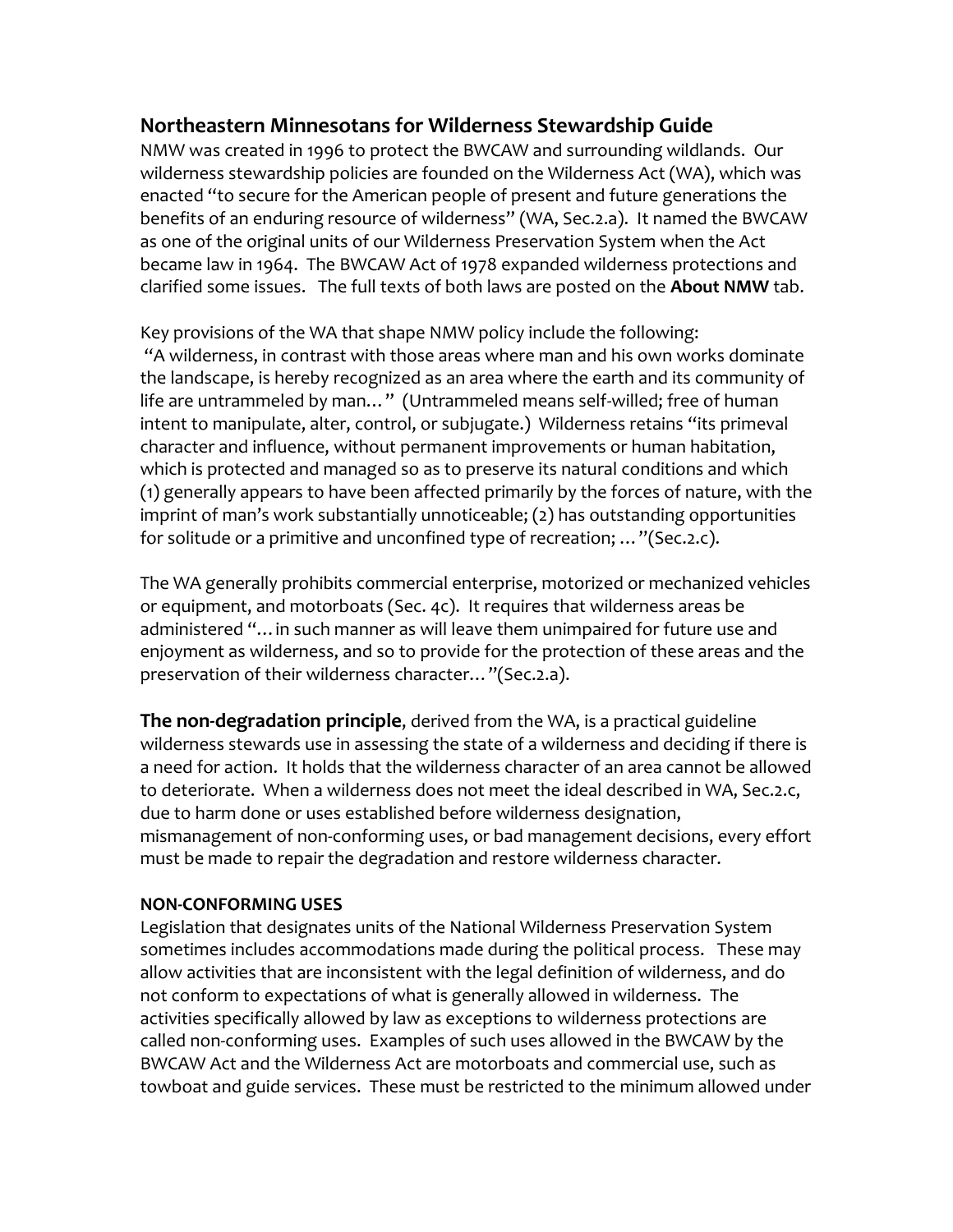## Northeastern Minnesotans for Wilderness Stewardship Guide

NMW was created in 1996 to protect the BWCAW and surrounding wildlands. Our wilderness stewardship policies are founded on the Wilderness Act (WA), which was enacted "to secure for the American people of present and future generations the benefits of an enduring resource of wilderness" (WA, Sec.2.a). It named the BWCAW as one of the original units of our Wilderness Preservation System when the Act became law in 1964. The BWCAW Act of 1978 expanded wilderness protections and clarified some issues. The full texts of both laws are posted on the **About NMW** tab.

Key provisions of the WA that shape NMW policy include the following:
"A wilderness, in contrast with those areas where man and his own works dominate the landscape, is hereby recognized as an area where the earth and its community of life are untrammeled by man…" (Untrammeled means self-willed; free of human intent to manipulate, alter, control, or subjugate.) Wilderness retains "its primeval character and influence, without permanent improvements or human habitation, which is protected and managed so as to preserve its natural conditions and which (1) generally appears to have been affected primarily by the forces of nature, with the imprint of man's work substantially unnoticeable; (2) has outstanding opportunities for solitude or a primitive and unconfined type of recreation; …"(Sec.2.c).

The WA generally prohibits commercial enterprise, motorized or mechanized vehicles or equipment, and motorboats (Sec. 4c). It requires that wilderness areas be administered "…in such manner as will leave them unimpaired for future use and enjoyment as wilderness, and so to provide for the protection of these areas and the preservation of their wilderness character…"(Sec.2.a).

**The non-degradation principle**, derived from the WA, is a practical guideline wilderness stewards use in assessing the state of a wilderness and deciding if there is a need for action. It holds that the wilderness character of an area cannot be allowed to deteriorate. When a wilderness does not meet the ideal described in WA, Sec.2.c, due to harm done or uses established before wilderness designation, mismanagement of non-conforming uses, or bad management decisions, every effort must be made to repair the degradation and restore wilderness character.

**NON-CONFORMING USES**

Legislation that designates units of the National Wilderness Preservation System sometimes includes accommodations made during the political process. These may allow activities that are inconsistent with the legal definition of wilderness, and do not conform to expectations of what is generally allowed in wilderness. The activities specifically allowed by law as exceptions to wilderness protections are called non-conforming uses. Examples of such uses allowed in the BWCAW by the BWCAW Act and the Wilderness Act are motorboats and commercial use, such as towboat and guide services. These must be restricted to the minimum allowed under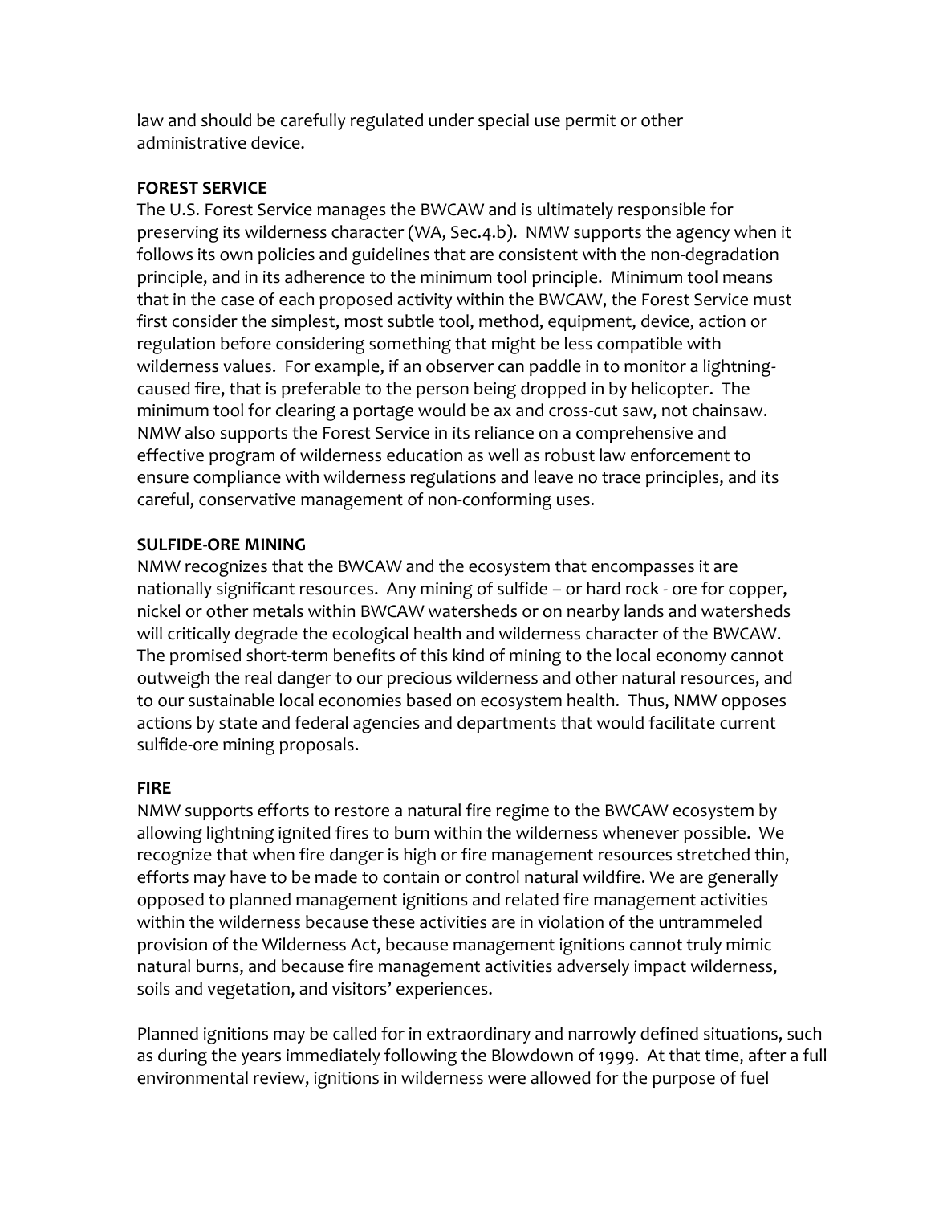law and should be carefully regulated under special use permit or other administrative device.

**FOREST SERVICE**

The U.S. Forest Service manages the BWCAW and is ultimately responsible for preserving its wilderness character (WA, Sec.4.b). NMW supports the agency when it follows its own policies and guidelines that are consistent with the non-degradation principle, and in its adherence to the minimum tool principle. Minimum tool means that in the case of each proposed activity within the BWCAW, the Forest Service must first consider the simplest, most subtle tool, method, equipment, device, action or regulation before considering something that might be less compatible with wilderness values. For example, if an observer can paddle in to monitor a lightning-caused fire, that is preferable to the person being dropped in by helicopter. The minimum tool for clearing a portage would be ax and cross-cut saw, not chainsaw. NMW also supports the Forest Service in its reliance on a comprehensive and effective program of wilderness education as well as robust law enforcement to ensure compliance with wilderness regulations and leave no trace principles, and its careful, conservative management of non-conforming uses.

**SULFIDE-ORE MINING**

NMW recognizes that the BWCAW and the ecosystem that encompasses it are nationally significant resources. Any mining of sulfide – or hard rock - ore for copper, nickel or other metals within BWCAW watersheds or on nearby lands and watersheds will critically degrade the ecological health and wilderness character of the BWCAW. The promised short-term benefits of this kind of mining to the local economy cannot outweigh the real danger to our precious wilderness and other natural resources, and to our sustainable local economies based on ecosystem health. Thus, NMW opposes actions by state and federal agencies and departments that would facilitate current sulfide-ore mining proposals.

**FIRE**

NMW supports efforts to restore a natural fire regime to the BWCAW ecosystem by allowing lightning ignited fires to burn within the wilderness whenever possible. We recognize that when fire danger is high or fire management resources stretched thin, efforts may have to be made to contain or control natural wildfire. We are generally opposed to planned management ignitions and related fire management activities within the wilderness because these activities are in violation of the untrammeled provision of the Wilderness Act, because management ignitions cannot truly mimic natural burns, and because fire management activities adversely impact wilderness, soils and vegetation, and visitors' experiences.

Planned ignitions may be called for in extraordinary and narrowly defined situations, such as during the years immediately following the Blowdown of 1999. At that time, after a full environmental review, ignitions in wilderness were allowed for the purpose of fuel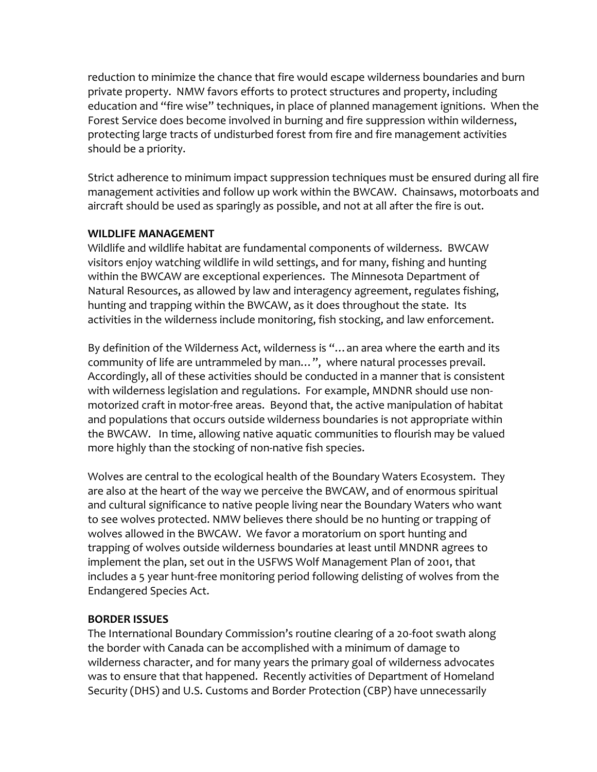reduction to minimize the chance that fire would escape wilderness boundaries and burn private property. NMW favors efforts to protect structures and property, including education and "fire wise" techniques, in place of planned management ignitions. When the Forest Service does become involved in burning and fire suppression within wilderness, protecting large tracts of undisturbed forest from fire and fire management activities should be a priority.

Strict adherence to minimum impact suppression techniques must be ensured during all fire management activities and follow up work within the BWCAW. Chainsaws, motorboats and aircraft should be used as sparingly as possible, and not at all after the fire is out.

**WILDLIFE MANAGEMENT**

Wildlife and wildlife habitat are fundamental components of wilderness. BWCAW visitors enjoy watching wildlife in wild settings, and for many, fishing and hunting within the BWCAW are exceptional experiences. The Minnesota Department of Natural Resources, as allowed by law and interagency agreement, regulates fishing, hunting and trapping within the BWCAW, as it does throughout the state. Its activities in the wilderness include monitoring, fish stocking, and law enforcement.

By definition of the Wilderness Act, wilderness is "…an area where the earth and its community of life are untrammeled by man…", where natural processes prevail. Accordingly, all of these activities should be conducted in a manner that is consistent with wilderness legislation and regulations. For example, MNDNR should use non-motorized craft in motor-free areas. Beyond that, the active manipulation of habitat and populations that occurs outside wilderness boundaries is not appropriate within the BWCAW. In time, allowing native aquatic communities to flourish may be valued more highly than the stocking of non-native fish species.

Wolves are central to the ecological health of the Boundary Waters Ecosystem. They are also at the heart of the way we perceive the BWCAW, and of enormous spiritual and cultural significance to native people living near the Boundary Waters who want to see wolves protected. NMW believes there should be no hunting or trapping of wolves allowed in the BWCAW. We favor a moratorium on sport hunting and trapping of wolves outside wilderness boundaries at least until MNDNR agrees to implement the plan, set out in the USFWS Wolf Management Plan of 2001, that includes a 5 year hunt-free monitoring period following delisting of wolves from the Endangered Species Act.

**BORDER ISSUES**

The International Boundary Commission's routine clearing of a 20-foot swath along the border with Canada can be accomplished with a minimum of damage to wilderness character, and for many years the primary goal of wilderness advocates was to ensure that that happened. Recently activities of Department of Homeland Security (DHS) and U.S. Customs and Border Protection (CBP) have unnecessarily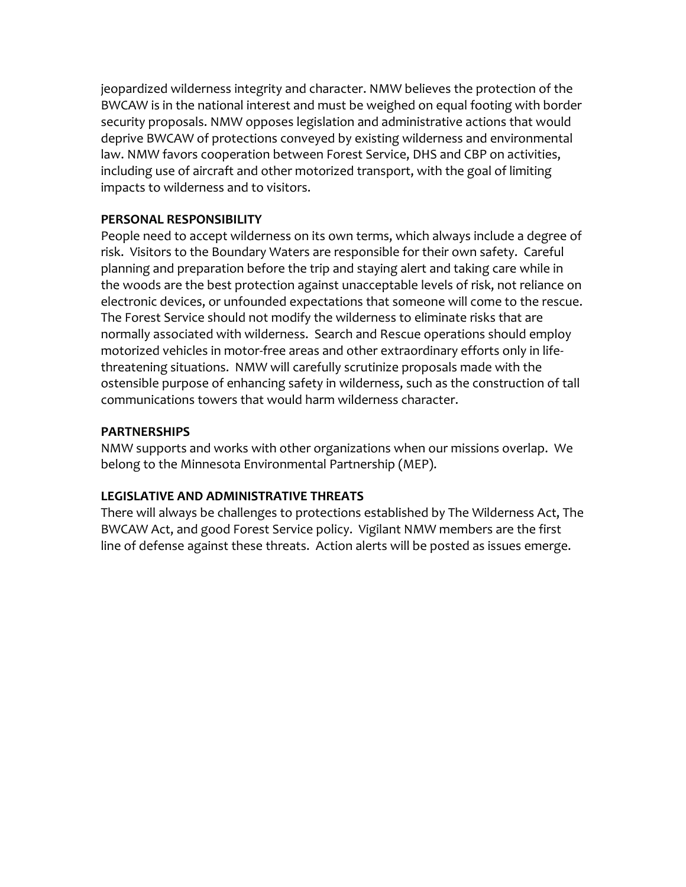jeopardized wilderness integrity and character. NMW believes the protection of the BWCAW is in the national interest and must be weighed on equal footing with border security proposals. NMW opposes legislation and administrative actions that would deprive BWCAW of protections conveyed by existing wilderness and environmental law. NMW favors cooperation between Forest Service, DHS and CBP on activities, including use of aircraft and other motorized transport, with the goal of limiting impacts to wilderness and to visitors.

**PERSONAL RESPONSIBILITY**

People need to accept wilderness on its own terms, which always include a degree of risk. Visitors to the Boundary Waters are responsible for their own safety. Careful planning and preparation before the trip and staying alert and taking care while in the woods are the best protection against unacceptable levels of risk, not reliance on electronic devices, or unfounded expectations that someone will come to the rescue. The Forest Service should not modify the wilderness to eliminate risks that are normally associated with wilderness. Search and Rescue operations should employ motorized vehicles in motor-free areas and other extraordinary efforts only in life-threatening situations. NMW will carefully scrutinize proposals made with the ostensible purpose of enhancing safety in wilderness, such as the construction of tall communications towers that would harm wilderness character.

**PARTNERSHIPS**

NMW supports and works with other organizations when our missions overlap. We belong to the Minnesota Environmental Partnership (MEP).

**LEGISLATIVE AND ADMINISTRATIVE THREATS**

There will always be challenges to protections established by The Wilderness Act, The BWCAW Act, and good Forest Service policy. Vigilant NMW members are the first line of defense against these threats. Action alerts will be posted as issues emerge.